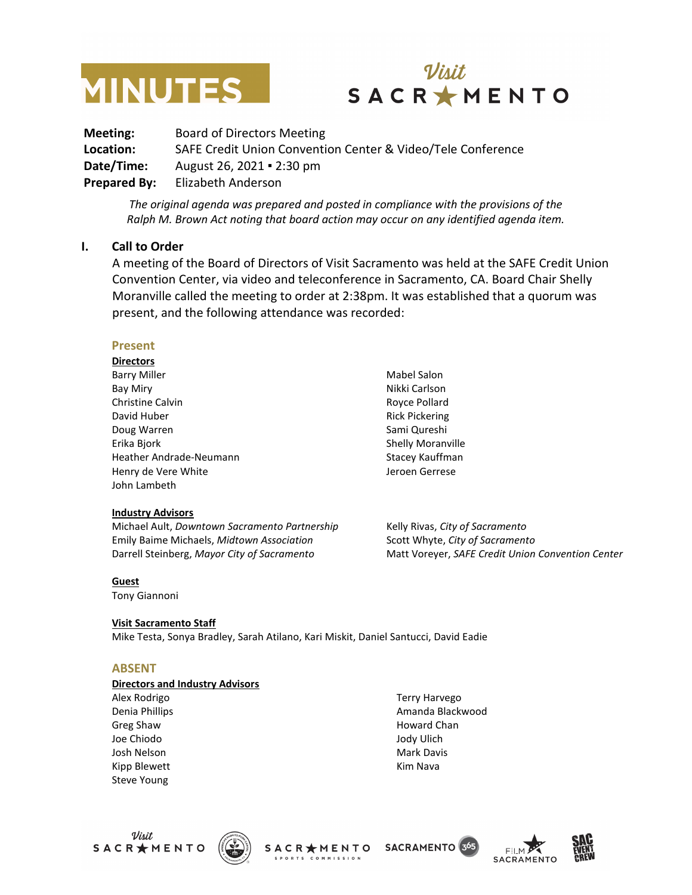# MINUTES

Visit SACRAMENTO

**Meeting:** Board of Directors Meeting
**Location:** SAFE Credit Union Convention Center & Video/Tele Conference
**Date/Time:** August 26, 2021 ▪ 2:30 pm
**Prepared By:** Elizabeth Anderson

*The original agenda was prepared and posted in compliance with the provisions of the Ralph M. Brown Act noting that board action may occur on any identified agenda item.*

## I. Call to Order

A meeting of the Board of Directors of Visit Sacramento was held at the SAFE Credit Union Convention Center, via video and teleconference in Sacramento, CA. Board Chair Shelly Moranville called the meeting to order at 2:38pm. It was established that a quorum was present, and the following attendance was recorded:

### Present

**Directors**

Barry Miller
Bay Miry
Christine Calvin
David Huber
Doug Warren
Erika Bjork
Heather Andrade-Neumann
Henry de Vere White
John Lambeth
Mabel Salon
Nikki Carlson
Royce Pollard
Rick Pickering
Sami Qureshi
Shelly Moranville
Stacey Kauffman
Jeroen Gerrese

**Industry Advisors**

Michael Ault, *Downtown Sacramento Partnership*
Emily Baime Michaels, *Midtown Association*
Darrell Steinberg, *Mayor City of Sacramento*
Kelly Rivas, *City of Sacramento*
Scott Whyte, *City of Sacramento*
Matt Voreyer, *SAFE Credit Union Convention Center*

**Guest**

Tony Giannoni

**Visit Sacramento Staff**

Mike Testa, Sonya Bradley, Sarah Atilano, Kari Miskit, Daniel Santucci, David Eadie

### ABSENT

**Directors and Industry Advisors**

Alex Rodrigo
Denia Phillips
Greg Shaw
Joe Chiodo
Josh Nelson
Kipp Blewett
Steve Young
Terry Harvego
Amanda Blackwood
Howard Chan
Jody Ulich
Mark Davis
Kim Nava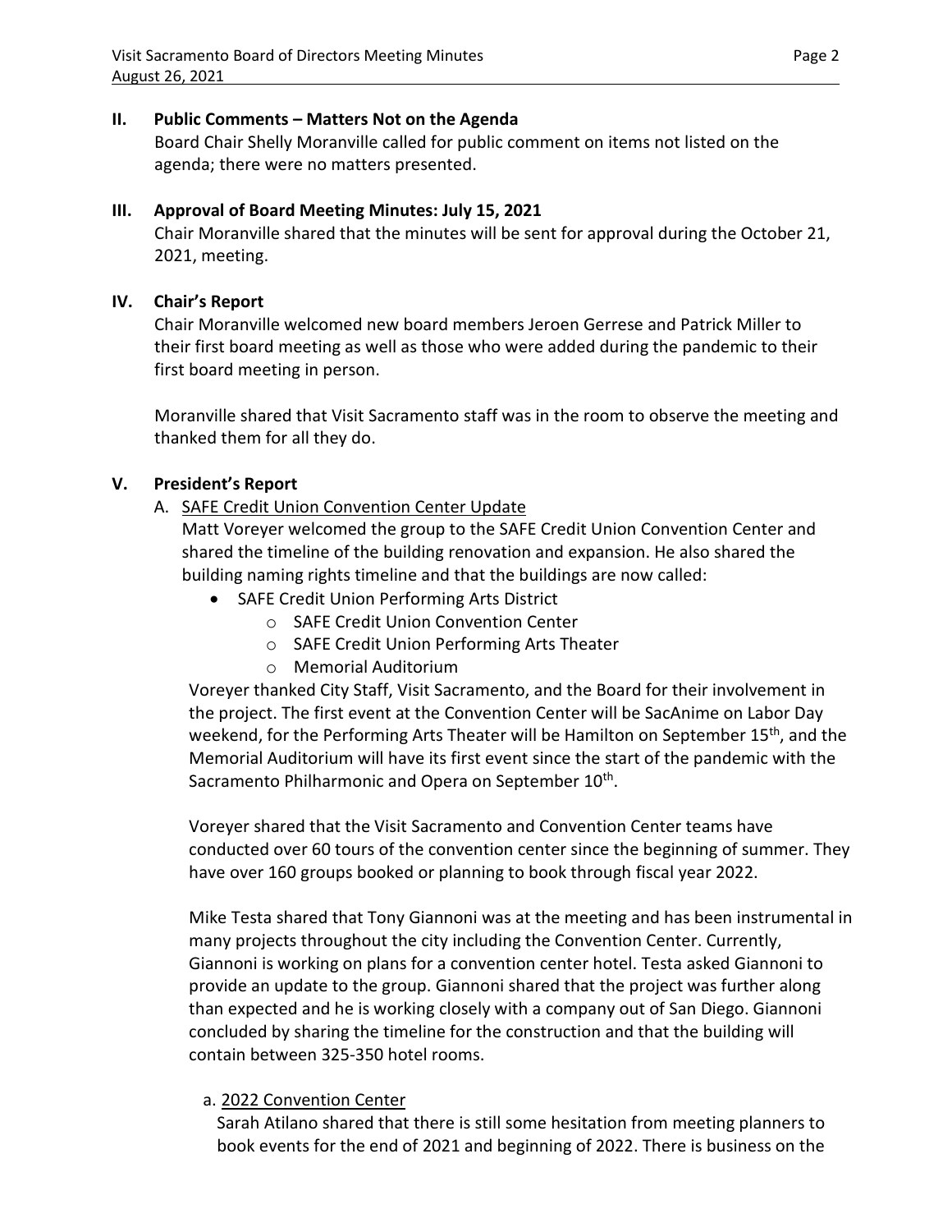## II. Public Comments – Matters Not on the Agenda

Board Chair Shelly Moranville called for public comment on items not listed on the agenda; there were no matters presented.

## III. Approval of Board Meeting Minutes: July 15, 2021

Chair Moranville shared that the minutes will be sent for approval during the October 21, 2021, meeting.

## IV. Chair's Report

Chair Moranville welcomed new board members Jeroen Gerrese and Patrick Miller to their first board meeting as well as those who were added during the pandemic to their first board meeting in person.

Moranville shared that Visit Sacramento staff was in the room to observe the meeting and thanked them for all they do.

## V. President's Report

A. SAFE Credit Union Convention Center Update

Matt Voreyer welcomed the group to the SAFE Credit Union Convention Center and shared the timeline of the building renovation and expansion. He also shared the building naming rights timeline and that the buildings are now called:

- SAFE Credit Union Performing Arts District
  - SAFE Credit Union Convention Center
  - SAFE Credit Union Performing Arts Theater
  - Memorial Auditorium

Voreyer thanked City Staff, Visit Sacramento, and the Board for their involvement in the project. The first event at the Convention Center will be SacAnime on Labor Day weekend, for the Performing Arts Theater will be Hamilton on September 15th, and the Memorial Auditorium will have its first event since the start of the pandemic with the Sacramento Philharmonic and Opera on September 10th.

Voreyer shared that the Visit Sacramento and Convention Center teams have conducted over 60 tours of the convention center since the beginning of summer. They have over 160 groups booked or planning to book through fiscal year 2022.

Mike Testa shared that Tony Giannoni was at the meeting and has been instrumental in many projects throughout the city including the Convention Center. Currently, Giannoni is working on plans for a convention center hotel. Testa asked Giannoni to provide an update to the group. Giannoni shared that the project was further along than expected and he is working closely with a company out of San Diego. Giannoni concluded by sharing the timeline for the construction and that the building will contain between 325-350 hotel rooms.

a. 2022 Convention Center

Sarah Atilano shared that there is still some hesitation from meeting planners to book events for the end of 2021 and beginning of 2022. There is business on the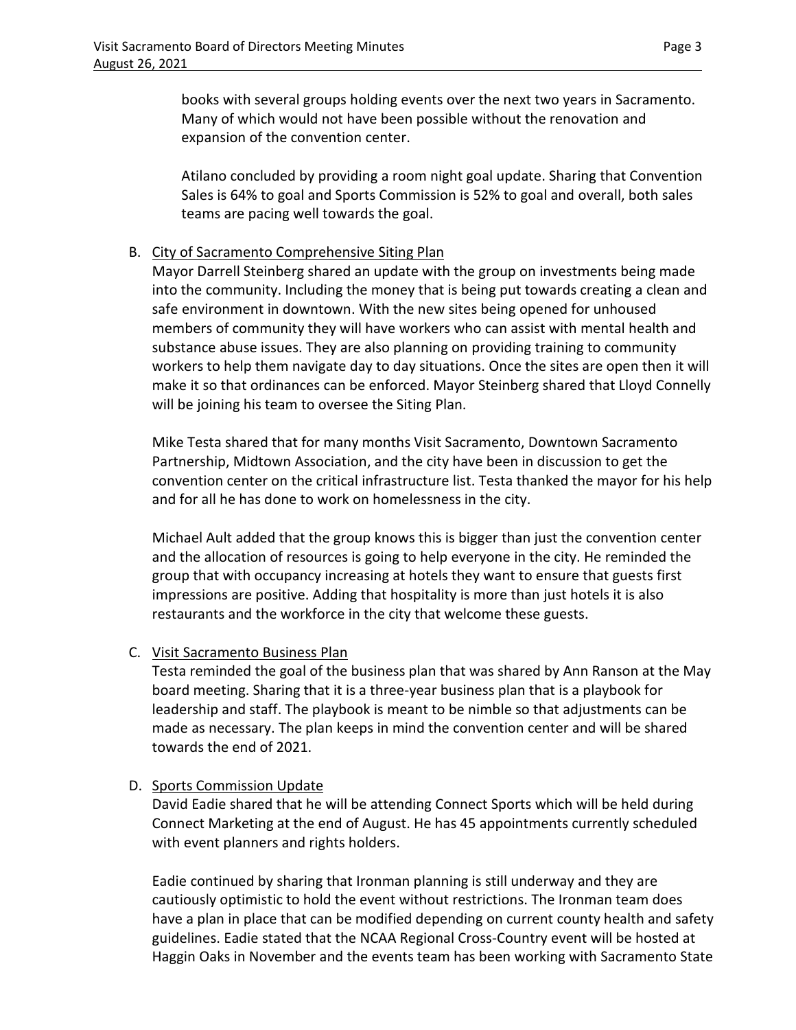books with several groups holding events over the next two years in Sacramento. Many of which would not have been possible without the renovation and expansion of the convention center.

Atilano concluded by providing a room night goal update. Sharing that Convention Sales is 64% to goal and Sports Commission is 52% to goal and overall, both sales teams are pacing well towards the goal.

B. <u>City of Sacramento Comprehensive Siting Plan</u>
Mayor Darrell Steinberg shared an update with the group on investments being made into the community. Including the money that is being put towards creating a clean and safe environment in downtown. With the new sites being opened for unhoused members of community they will have workers who can assist with mental health and substance abuse issues. They are also planning on providing training to community workers to help them navigate day to day situations. Once the sites are open then it will make it so that ordinances can be enforced. Mayor Steinberg shared that Lloyd Connelly will be joining his team to oversee the Siting Plan.

Mike Testa shared that for many months Visit Sacramento, Downtown Sacramento Partnership, Midtown Association, and the city have been in discussion to get the convention center on the critical infrastructure list. Testa thanked the mayor for his help and for all he has done to work on homelessness in the city.

Michael Ault added that the group knows this is bigger than just the convention center and the allocation of resources is going to help everyone in the city. He reminded the group that with occupancy increasing at hotels they want to ensure that guests first impressions are positive. Adding that hospitality is more than just hotels it is also restaurants and the workforce in the city that welcome these guests.

C. <u>Visit Sacramento Business Plan</u>
Testa reminded the goal of the business plan that was shared by Ann Ranson at the May board meeting. Sharing that it is a three-year business plan that is a playbook for leadership and staff. The playbook is meant to be nimble so that adjustments can be made as necessary. The plan keeps in mind the convention center and will be shared towards the end of 2021.

D. <u>Sports Commission Update</u>
David Eadie shared that he will be attending Connect Sports which will be held during Connect Marketing at the end of August. He has 45 appointments currently scheduled with event planners and rights holders.

Eadie continued by sharing that Ironman planning is still underway and they are cautiously optimistic to hold the event without restrictions. The Ironman team does have a plan in place that can be modified depending on current county health and safety guidelines. Eadie stated that the NCAA Regional Cross-Country event will be hosted at Haggin Oaks in November and the events team has been working with Sacramento State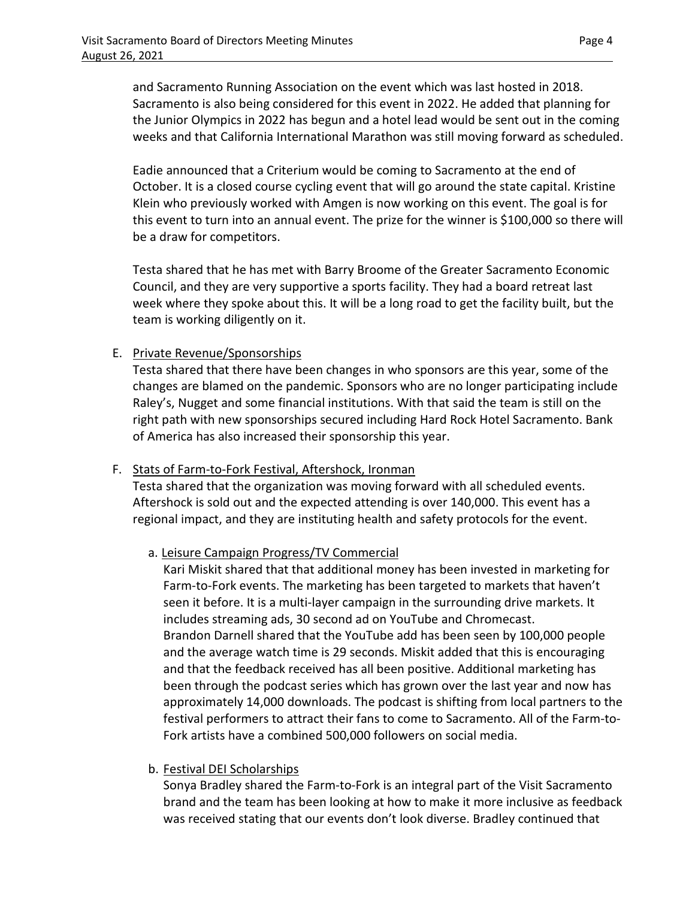and Sacramento Running Association on the event which was last hosted in 2018. Sacramento is also being considered for this event in 2022. He added that planning for the Junior Olympics in 2022 has begun and a hotel lead would be sent out in the coming weeks and that California International Marathon was still moving forward as scheduled.

Eadie announced that a Criterium would be coming to Sacramento at the end of October. It is a closed course cycling event that will go around the state capital. Kristine Klein who previously worked with Amgen is now working on this event. The goal is for this event to turn into an annual event. The prize for the winner is $100,000 so there will be a draw for competitors.

Testa shared that he has met with Barry Broome of the Greater Sacramento Economic Council, and they are very supportive a sports facility. They had a board retreat last week where they spoke about this. It will be a long road to get the facility built, but the team is working diligently on it.

E. <u>Private Revenue/Sponsorships</u>

Testa shared that there have been changes in who sponsors are this year, some of the changes are blamed on the pandemic. Sponsors who are no longer participating include Raley's, Nugget and some financial institutions. With that said the team is still on the right path with new sponsorships secured including Hard Rock Hotel Sacramento. Bank of America has also increased their sponsorship this year.

F. <u>Stats of Farm-to-Fork Festival, Aftershock, Ironman</u>

Testa shared that the organization was moving forward with all scheduled events. Aftershock is sold out and the expected attending is over 140,000. This event has a regional impact, and they are instituting health and safety protocols for the event.

a. <u>Leisure Campaign Progress/TV Commercial</u>

Kari Miskit shared that that additional money has been invested in marketing for Farm-to-Fork events. The marketing has been targeted to markets that haven't seen it before. It is a multi-layer campaign in the surrounding drive markets. It includes streaming ads, 30 second ad on YouTube and Chromecast.
Brandon Darnell shared that the YouTube add has been seen by 100,000 people and the average watch time is 29 seconds. Miskit added that this is encouraging and that the feedback received has all been positive. Additional marketing has been through the podcast series which has grown over the last year and now has approximately 14,000 downloads. The podcast is shifting from local partners to the festival performers to attract their fans to come to Sacramento. All of the Farm-to-Fork artists have a combined 500,000 followers on social media.

b. <u>Festival DEI Scholarships</u>

Sonya Bradley shared the Farm-to-Fork is an integral part of the Visit Sacramento brand and the team has been looking at how to make it more inclusive as feedback was received stating that our events don't look diverse. Bradley continued that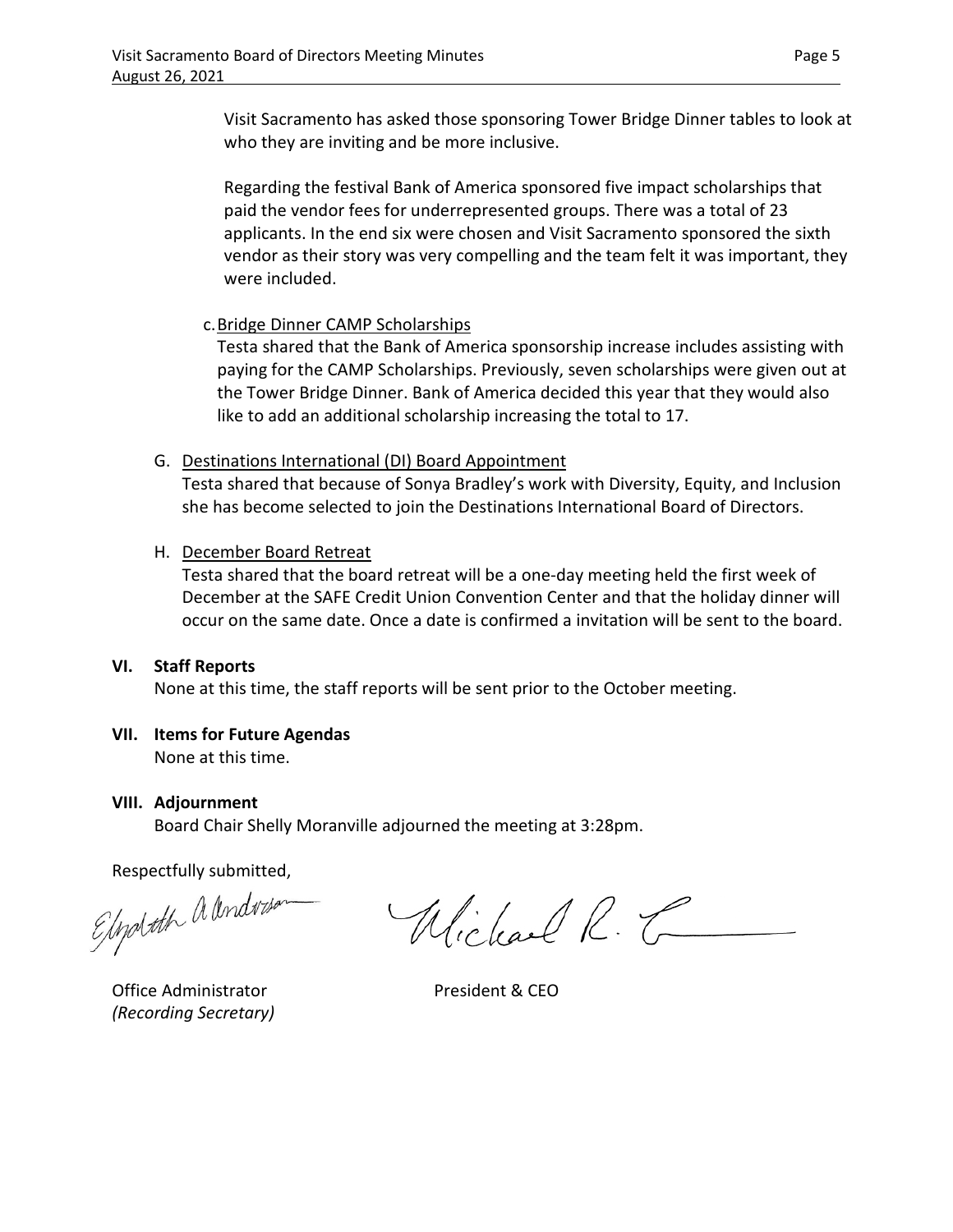Visit Sacramento has asked those sponsoring Tower Bridge Dinner tables to look at who they are inviting and be more inclusive.

Regarding the festival Bank of America sponsored five impact scholarships that paid the vendor fees for underrepresented groups. There was a total of 23 applicants. In the end six were chosen and Visit Sacramento sponsored the sixth vendor as their story was very compelling and the team felt it was important, they were included.

c. Bridge Dinner CAMP Scholarships

Testa shared that the Bank of America sponsorship increase includes assisting with paying for the CAMP Scholarships. Previously, seven scholarships were given out at the Tower Bridge Dinner. Bank of America decided this year that they would also like to add an additional scholarship increasing the total to 17.

G. Destinations International (DI) Board Appointment

Testa shared that because of Sonya Bradley's work with Diversity, Equity, and Inclusion she has become selected to join the Destinations International Board of Directors.

H. December Board Retreat

Testa shared that the board retreat will be a one-day meeting held the first week of December at the SAFE Credit Union Convention Center and that the holiday dinner will occur on the same date. Once a date is confirmed a invitation will be sent to the board.

**VI. Staff Reports**

None at this time, the staff reports will be sent prior to the October meeting.

**VII. Items for Future Agendas**

None at this time.

**VIII. Adjournment**

Board Chair Shelly Moranville adjourned the meeting at 3:28pm.

Respectfully submitted,

Elizabeth A Anderson

Office Administrator
*(Recording Secretary)*

Michael R. T

President & CEO